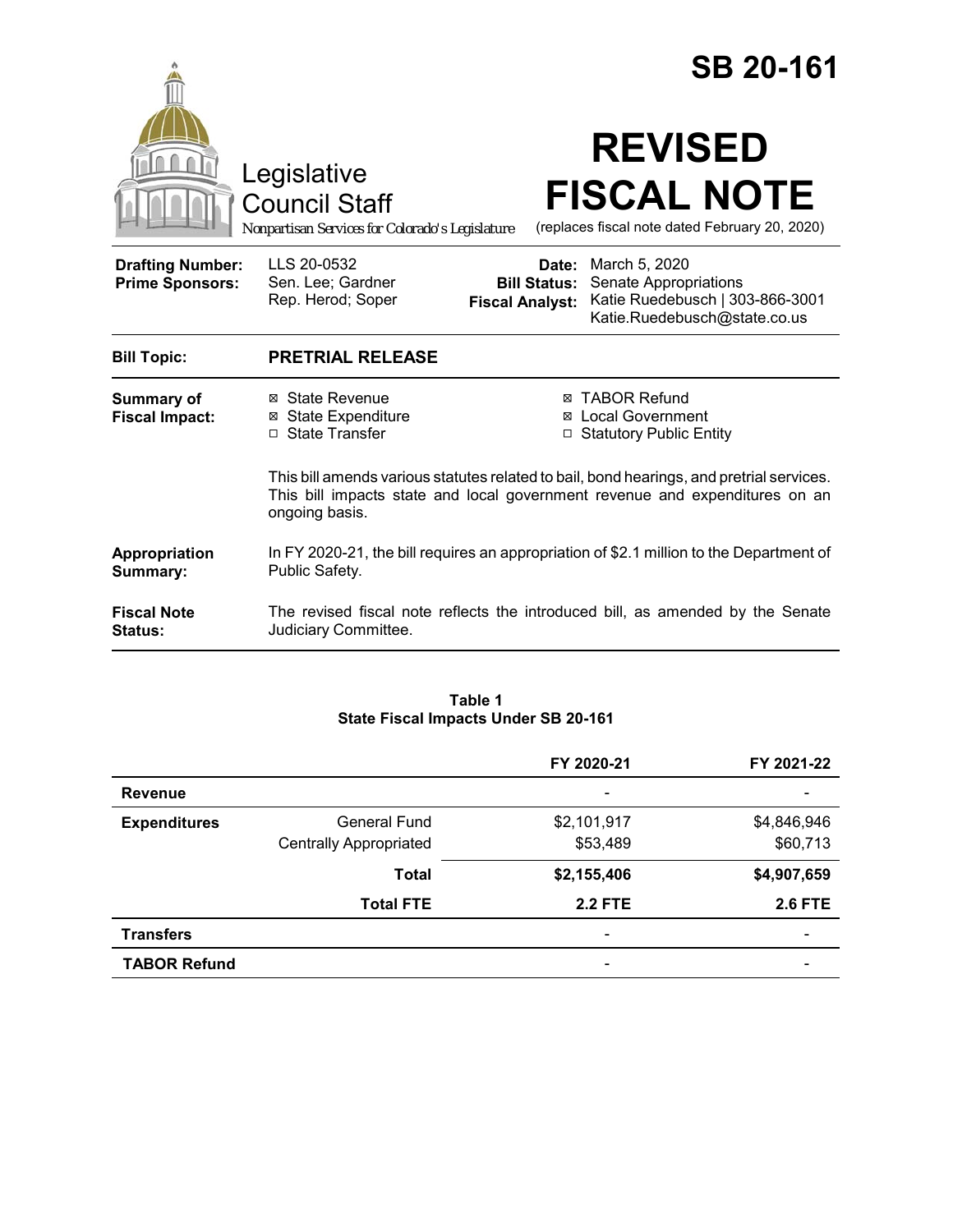# SB 20-161

Legislative Council Staff

*Nonpartisan Services for Colorado's Legislature*

# REVISED FISCAL NOTE

(replaces fiscal note dated February 20, 2020)

| | | | |
|---|---|---|---|
| **Drafting Number:** | LLS 20-0532 | **Date:** | March 5, 2020 |
| **Prime Sponsors:** | Sen. Lee; Gardner<br>Rep. Herod; Soper | **Bill Status:** | Senate Appropriations |
| | | **Fiscal Analyst:** | Katie Ruedebusch \| 303-866-3001<br>Katie.Ruedebusch@state.co.us |

| | |
|---|---|
| **Bill Topic:** | **PRETRIAL RELEASE** |
| **Summary of Fiscal Impact:** | ☒ State Revenue ☒ TABOR Refund<br>☒ State Expenditure ☒ Local Government<br>☐ State Transfer ☐ Statutory Public Entity<br><br>This bill amends various statutes related to bail, bond hearings, and pretrial services. This bill impacts state and local government revenue and expenditures on an ongoing basis. |
| **Appropriation Summary:** | In FY 2020-21, the bill requires an appropriation of $2.1 million to the Department of Public Safety. |
| **Fiscal Note Status:** | The revised fiscal note reflects the introduced bill, as amended by the Senate Judiciary Committee. |

**Table 1**
**State Fiscal Impacts Under SB 20-161**

| | | FY 2020-21 | FY 2021-22 |
|---|---|---|---|
| **Revenue** | | - | - |
| **Expenditures** | General Fund | $2,101,917 | $4,846,946 |
| | Centrally Appropriated | $53,489 | $60,713 |
| | **Total** | **$2,155,406** | **$4,907,659** |
| | **Total FTE** | **2.2 FTE** | **2.6 FTE** |
| **Transfers** | | - | - |
| **TABOR Refund** | | - | - |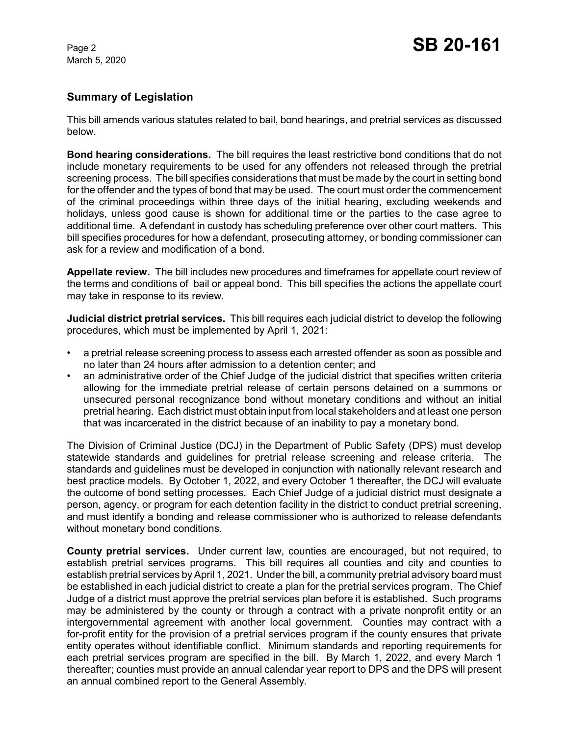## Summary of Legislation

This bill amends various statutes related to bail, bond hearings, and pretrial services as discussed below.

**Bond hearing considerations.** The bill requires the least restrictive bond conditions that do not include monetary requirements to be used for any offenders not released through the pretrial screening process. The bill specifies considerations that must be made by the court in setting bond for the offender and the types of bond that may be used. The court must order the commencement of the criminal proceedings within three days of the initial hearing, excluding weekends and holidays, unless good cause is shown for additional time or the parties to the case agree to additional time. A defendant in custody has scheduling preference over other court matters. This bill specifies procedures for how a defendant, prosecuting attorney, or bonding commissioner can ask for a review and modification of a bond.

**Appellate review.** The bill includes new procedures and timeframes for appellate court review of the terms and conditions of bail or appeal bond. This bill specifies the actions the appellate court may take in response to its review.

**Judicial district pretrial services.** This bill requires each judicial district to develop the following procedures, which must be implemented by April 1, 2021:

- a pretrial release screening process to assess each arrested offender as soon as possible and no later than 24 hours after admission to a detention center; and
- an administrative order of the Chief Judge of the judicial district that specifies written criteria allowing for the immediate pretrial release of certain persons detained on a summons or unsecured personal recognizance bond without monetary conditions and without an initial pretrial hearing. Each district must obtain input from local stakeholders and at least one person that was incarcerated in the district because of an inability to pay a monetary bond.

The Division of Criminal Justice (DCJ) in the Department of Public Safety (DPS) must develop statewide standards and guidelines for pretrial release screening and release criteria. The standards and guidelines must be developed in conjunction with nationally relevant research and best practice models. By October 1, 2022, and every October 1 thereafter, the DCJ will evaluate the outcome of bond setting processes. Each Chief Judge of a judicial district must designate a person, agency, or program for each detention facility in the district to conduct pretrial screening, and must identify a bonding and release commissioner who is authorized to release defendants without monetary bond conditions.

**County pretrial services.** Under current law, counties are encouraged, but not required, to establish pretrial services programs. This bill requires all counties and city and counties to establish pretrial services by April 1, 2021. Under the bill, a community pretrial advisory board must be established in each judicial district to create a plan for the pretrial services program. The Chief Judge of a district must approve the pretrial services plan before it is established. Such programs may be administered by the county or through a contract with a private nonprofit entity or an intergovernmental agreement with another local government. Counties may contract with a for-profit entity for the provision of a pretrial services program if the county ensures that private entity operates without identifiable conflict. Minimum standards and reporting requirements for each pretrial services program are specified in the bill. By March 1, 2022, and every March 1 thereafter; counties must provide an annual calendar year report to DPS and the DPS will present an annual combined report to the General Assembly.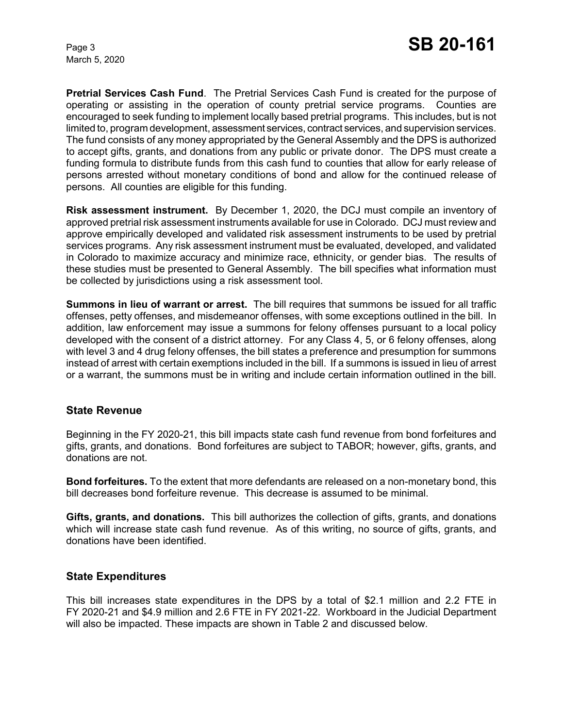**Pretrial Services Cash Fund**. The Pretrial Services Cash Fund is created for the purpose of operating or assisting in the operation of county pretrial service programs. Counties are encouraged to seek funding to implement locally based pretrial programs. This includes, but is not limited to, program development, assessment services, contract services, and supervision services. The fund consists of any money appropriated by the General Assembly and the DPS is authorized to accept gifts, grants, and donations from any public or private donor. The DPS must create a funding formula to distribute funds from this cash fund to counties that allow for early release of persons arrested without monetary conditions of bond and allow for the continued release of persons. All counties are eligible for this funding.

**Risk assessment instrument.** By December 1, 2020, the DCJ must compile an inventory of approved pretrial risk assessment instruments available for use in Colorado. DCJ must review and approve empirically developed and validated risk assessment instruments to be used by pretrial services programs. Any risk assessment instrument must be evaluated, developed, and validated in Colorado to maximize accuracy and minimize race, ethnicity, or gender bias. The results of these studies must be presented to General Assembly. The bill specifies what information must be collected by jurisdictions using a risk assessment tool.

**Summons in lieu of warrant or arrest.** The bill requires that summons be issued for all traffic offenses, petty offenses, and misdemeanor offenses, with some exceptions outlined in the bill. In addition, law enforcement may issue a summons for felony offenses pursuant to a local policy developed with the consent of a district attorney. For any Class 4, 5, or 6 felony offenses, along with level 3 and 4 drug felony offenses, the bill states a preference and presumption for summons instead of arrest with certain exemptions included in the bill. If a summons is issued in lieu of arrest or a warrant, the summons must be in writing and include certain information outlined in the bill.

## State Revenue

Beginning in the FY 2020-21, this bill impacts state cash fund revenue from bond forfeitures and gifts, grants, and donations. Bond forfeitures are subject to TABOR; however, gifts, grants, and donations are not.

**Bond forfeitures.** To the extent that more defendants are released on a non-monetary bond, this bill decreases bond forfeiture revenue. This decrease is assumed to be minimal.

**Gifts, grants, and donations.** This bill authorizes the collection of gifts, grants, and donations which will increase state cash fund revenue. As of this writing, no source of gifts, grants, and donations have been identified.

## State Expenditures

This bill increases state expenditures in the DPS by a total of $2.1 million and 2.2 FTE in FY 2020-21 and $4.9 million and 2.6 FTE in FY 2021-22. Workboard in the Judicial Department will also be impacted. These impacts are shown in Table 2 and discussed below.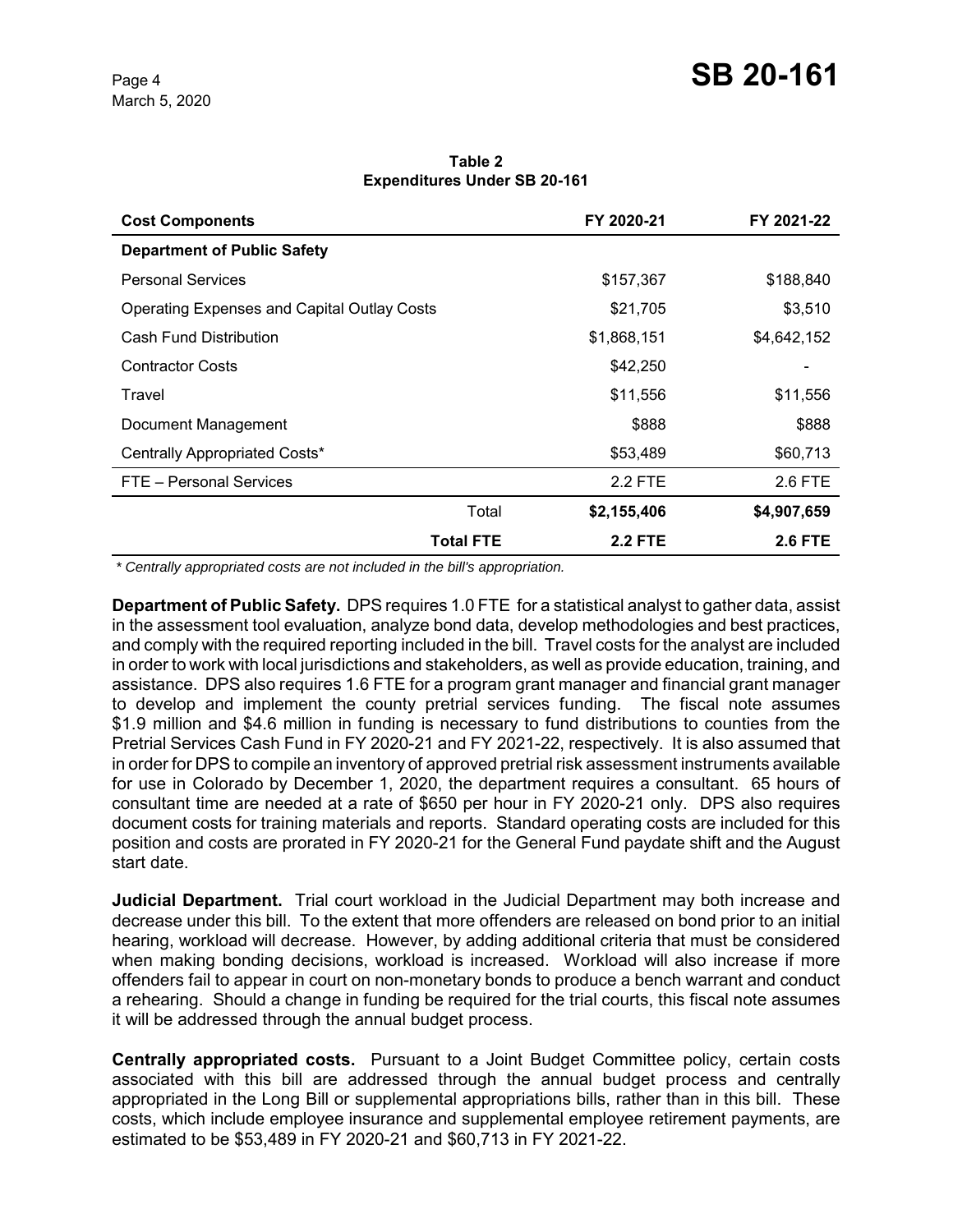**Table 2**
**Expenditures Under SB 20-161**

| Cost Components | | FY 2020-21 | FY 2021-22 |
|---|---|---|---|
| **Department of Public Safety** | | | |
| Personal Services | | $157,367 | $188,840 |
| Operating Expenses and Capital Outlay Costs | | $21,705 | $3,510 |
| Cash Fund Distribution | | $1,868,151 | $4,642,152 |
| Contractor Costs | | $42,250 | - |
| Travel | | $11,556 | $11,556 |
| Document Management | | $888 | $888 |
| Centrally Appropriated Costs* | | $53,489 | $60,713 |
| FTE – Personal Services | | 2.2 FTE | 2.6 FTE |
| | Total | **$2,155,406** | **$4,907,659** |
| | **Total FTE** | **2.2 FTE** | **2.6 FTE** |

*\* Centrally appropriated costs are not included in the bill's appropriation.*

**Department of Public Safety.** DPS requires 1.0 FTE for a statistical analyst to gather data, assist in the assessment tool evaluation, analyze bond data, develop methodologies and best practices, and comply with the required reporting included in the bill. Travel costs for the analyst are included in order to work with local jurisdictions and stakeholders, as well as provide education, training, and assistance. DPS also requires 1.6 FTE for a program grant manager and financial grant manager to develop and implement the county pretrial services funding. The fiscal note assumes $1.9 million and $4.6 million in funding is necessary to fund distributions to counties from the Pretrial Services Cash Fund in FY 2020-21 and FY 2021-22, respectively. It is also assumed that in order for DPS to compile an inventory of approved pretrial risk assessment instruments available for use in Colorado by December 1, 2020, the department requires a consultant. 65 hours of consultant time are needed at a rate of $650 per hour in FY 2020-21 only. DPS also requires document costs for training materials and reports. Standard operating costs are included for this position and costs are prorated in FY 2020-21 for the General Fund paydate shift and the August start date.

**Judicial Department.** Trial court workload in the Judicial Department may both increase and decrease under this bill. To the extent that more offenders are released on bond prior to an initial hearing, workload will decrease. However, by adding additional criteria that must be considered when making bonding decisions, workload is increased. Workload will also increase if more offenders fail to appear in court on non-monetary bonds to produce a bench warrant and conduct a rehearing. Should a change in funding be required for the trial courts, this fiscal note assumes it will be addressed through the annual budget process.

**Centrally appropriated costs.** Pursuant to a Joint Budget Committee policy, certain costs associated with this bill are addressed through the annual budget process and centrally appropriated in the Long Bill or supplemental appropriations bills, rather than in this bill. These costs, which include employee insurance and supplemental employee retirement payments, are estimated to be $53,489 in FY 2020-21 and $60,713 in FY 2021-22.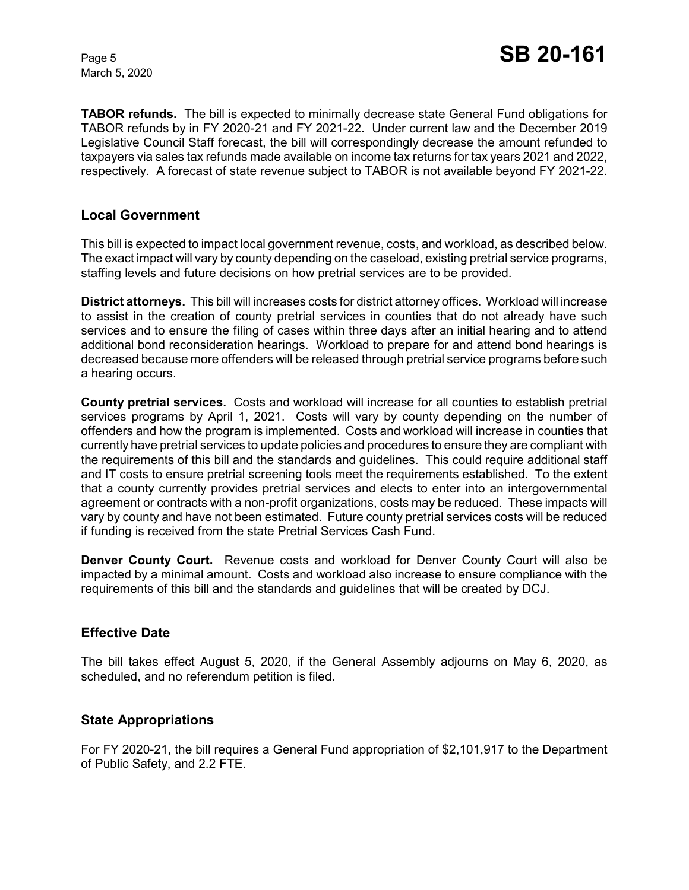**TABOR refunds.** The bill is expected to minimally decrease state General Fund obligations for TABOR refunds by in FY 2020-21 and FY 2021-22. Under current law and the December 2019 Legislative Council Staff forecast, the bill will correspondingly decrease the amount refunded to taxpayers via sales tax refunds made available on income tax returns for tax years 2021 and 2022, respectively. A forecast of state revenue subject to TABOR is not available beyond FY 2021-22.

## Local Government

This bill is expected to impact local government revenue, costs, and workload, as described below. The exact impact will vary by county depending on the caseload, existing pretrial service programs, staffing levels and future decisions on how pretrial services are to be provided.

**District attorneys.** This bill will increases costs for district attorney offices. Workload will increase to assist in the creation of county pretrial services in counties that do not already have such services and to ensure the filing of cases within three days after an initial hearing and to attend additional bond reconsideration hearings. Workload to prepare for and attend bond hearings is decreased because more offenders will be released through pretrial service programs before such a hearing occurs.

**County pretrial services.** Costs and workload will increase for all counties to establish pretrial services programs by April 1, 2021. Costs will vary by county depending on the number of offenders and how the program is implemented. Costs and workload will increase in counties that currently have pretrial services to update policies and procedures to ensure they are compliant with the requirements of this bill and the standards and guidelines. This could require additional staff and IT costs to ensure pretrial screening tools meet the requirements established. To the extent that a county currently provides pretrial services and elects to enter into an intergovernmental agreement or contracts with a non-profit organizations, costs may be reduced. These impacts will vary by county and have not been estimated. Future county pretrial services costs will be reduced if funding is received from the state Pretrial Services Cash Fund.

**Denver County Court.** Revenue costs and workload for Denver County Court will also be impacted by a minimal amount. Costs and workload also increase to ensure compliance with the requirements of this bill and the standards and guidelines that will be created by DCJ.

## Effective Date

The bill takes effect August 5, 2020, if the General Assembly adjourns on May 6, 2020, as scheduled, and no referendum petition is filed.

## State Appropriations

For FY 2020-21, the bill requires a General Fund appropriation of $2,101,917 to the Department of Public Safety, and 2.2 FTE.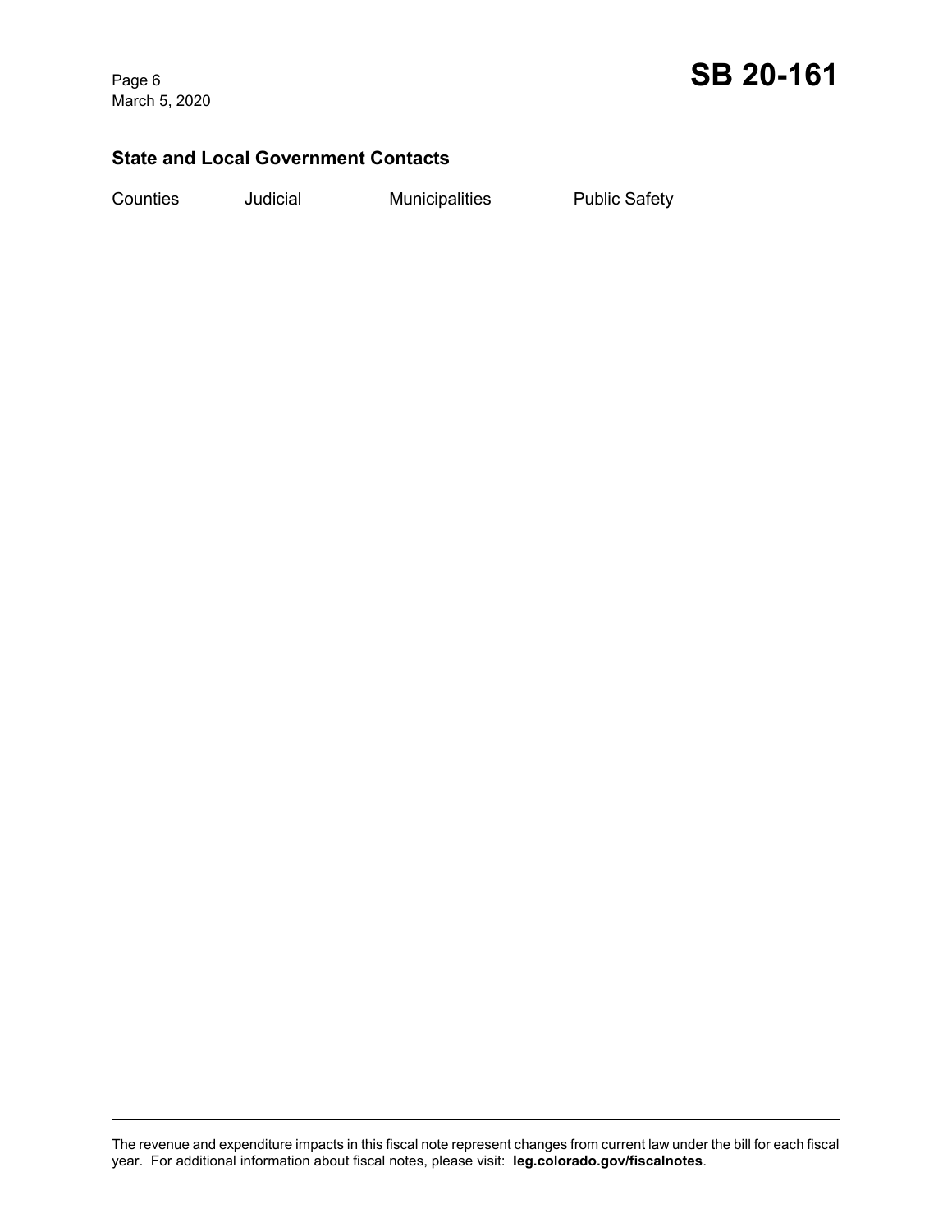## State and Local Government Contacts

Counties Judicial Municipalities Public Safety

The revenue and expenditure impacts in this fiscal note represent changes from current law under the bill for each fiscal year. For additional information about fiscal notes, please visit: **leg.colorado.gov/fiscalnotes**.